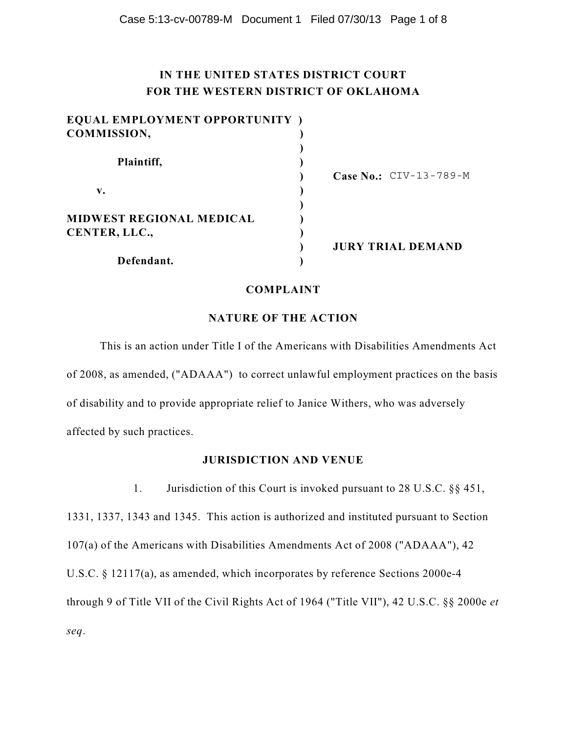**IN THE UNITED STATES DISTRICT COURT**
**FOR THE WESTERN DISTRICT OF OKLAHOMA**

| | | |
|---|---|---|
| **EQUAL EMPLOYMENT OPPORTUNITY COMMISSION,** | ) | |
| | ) | |
| **Plaintiff,** | ) | |
| | ) | **Case No.:** CIV-13-789-M |
| **v.** | ) | |
| | ) | |
| **MIDWEST REGIONAL MEDICAL CENTER, LLC.,** | ) | |
| | ) | **JURY TRIAL DEMAND** |
| **Defendant.** | ) | |

## COMPLAINT

### NATURE OF THE ACTION

This is an action under Title I of the Americans with Disabilities Amendments Act of 2008, as amended, ("ADAAA") to correct unlawful employment practices on the basis of disability and to provide appropriate relief to Janice Withers, who was adversely affected by such practices.

### JURISDICTION AND VENUE

1. Jurisdiction of this Court is invoked pursuant to 28 U.S.C. §§ 451, 1331, 1337, 1343 and 1345. This action is authorized and instituted pursuant to Section 107(a) of the Americans with Disabilities Amendments Act of 2008 ("ADAAA"), 42 U.S.C. § 12117(a), as amended, which incorporates by reference Sections 2000e-4 through 9 of Title VII of the Civil Rights Act of 1964 ("Title VII"), 42 U.S.C. §§ 2000e *et seq*.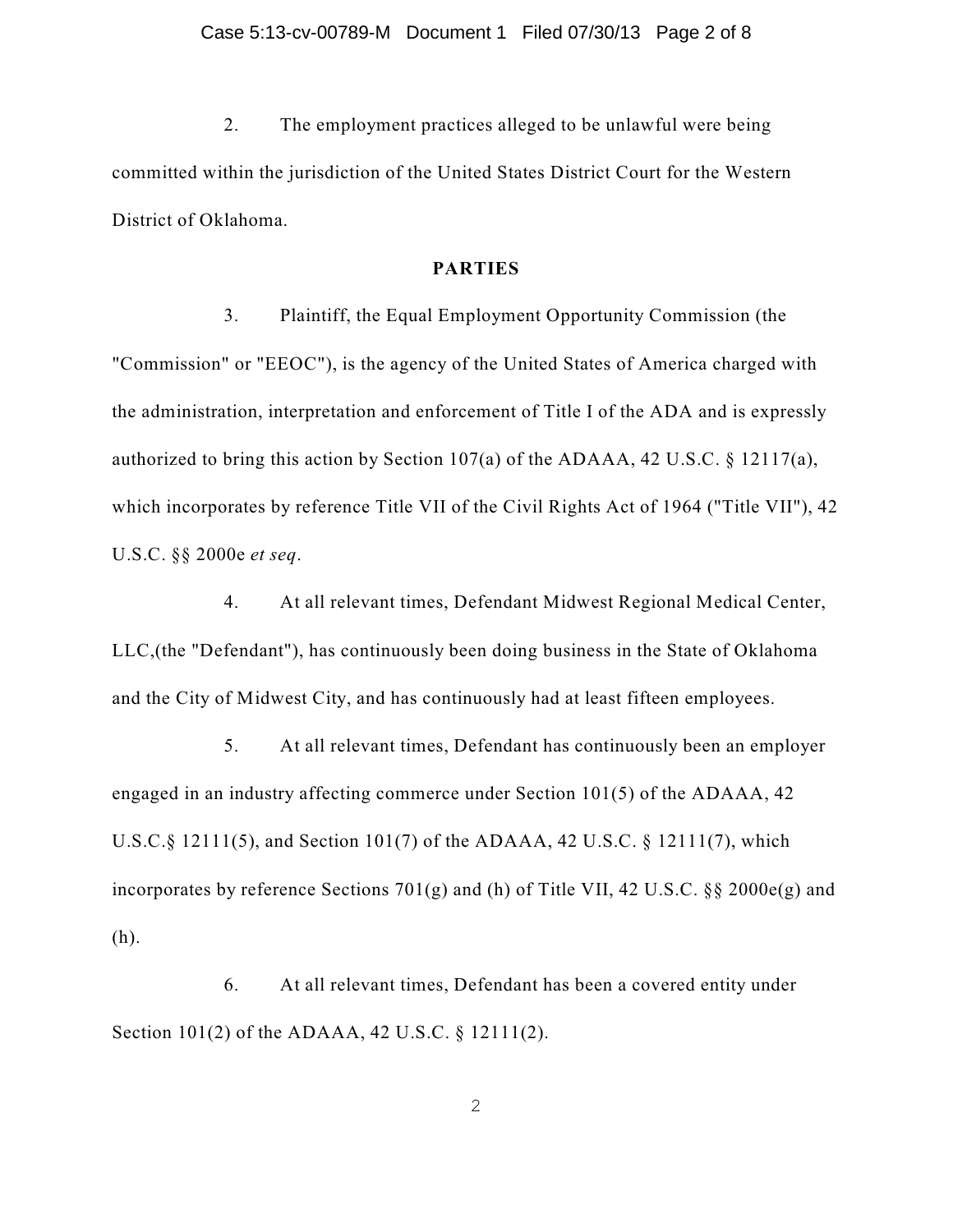2. The employment practices alleged to be unlawful were being committed within the jurisdiction of the United States District Court for the Western District of Oklahoma.

## PARTIES

3. Plaintiff, the Equal Employment Opportunity Commission (the "Commission" or "EEOC"), is the agency of the United States of America charged with the administration, interpretation and enforcement of Title I of the ADA and is expressly authorized to bring this action by Section 107(a) of the ADAAA, 42 U.S.C. § 12117(a), which incorporates by reference Title VII of the Civil Rights Act of 1964 ("Title VII"), 42 U.S.C. §§ 2000e *et seq*.

4. At all relevant times, Defendant Midwest Regional Medical Center, LLC,(the "Defendant"), has continuously been doing business in the State of Oklahoma and the City of Midwest City, and has continuously had at least fifteen employees.

5. At all relevant times, Defendant has continuously been an employer engaged in an industry affecting commerce under Section 101(5) of the ADAAA, 42 U.S.C.§ 12111(5), and Section 101(7) of the ADAAA, 42 U.S.C. § 12111(7), which incorporates by reference Sections 701(g) and (h) of Title VII, 42 U.S.C. §§ 2000e(g) and (h).

6. At all relevant times, Defendant has been a covered entity under Section 101(2) of the ADAAA, 42 U.S.C. § 12111(2).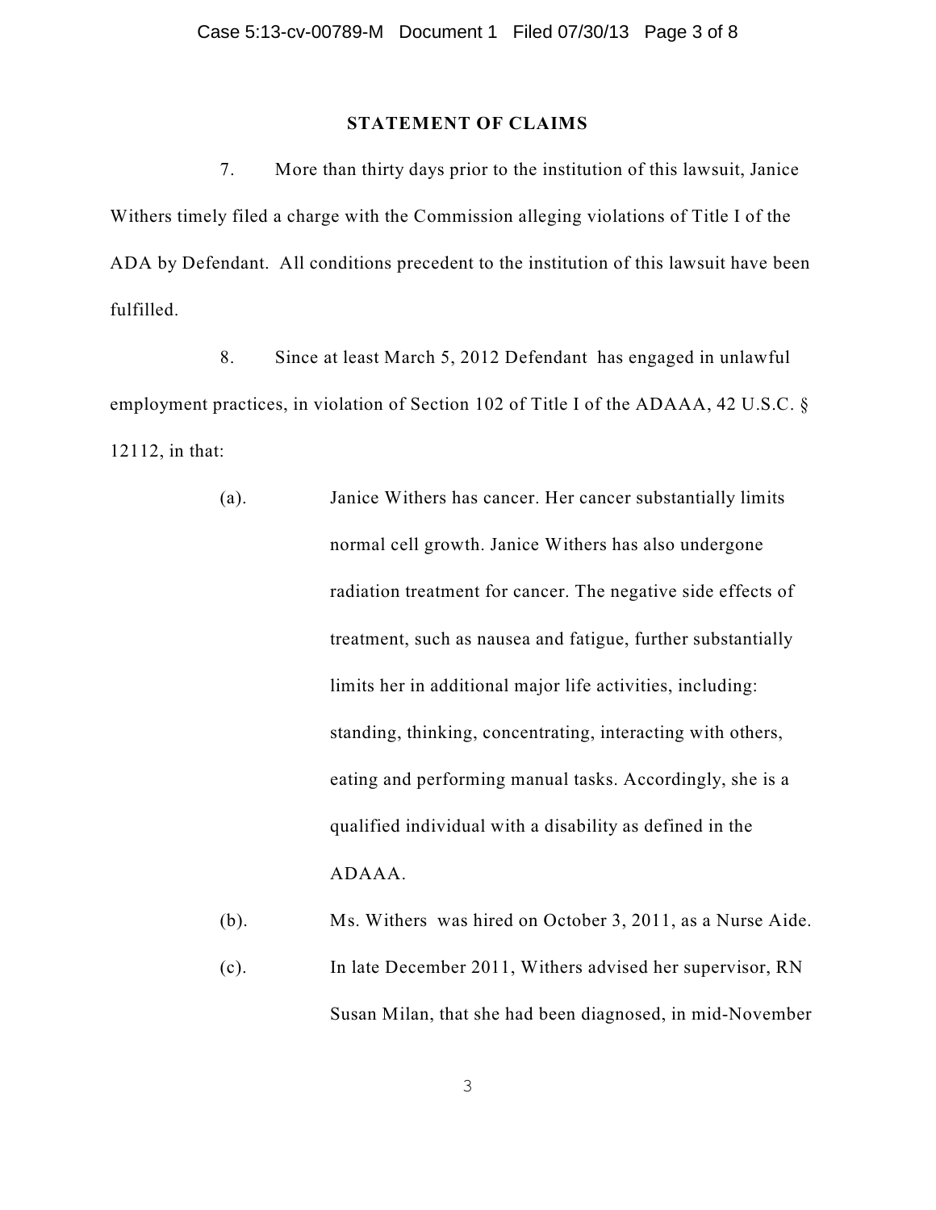## STATEMENT OF CLAIMS

7. More than thirty days prior to the institution of this lawsuit, Janice Withers timely filed a charge with the Commission alleging violations of Title I of the ADA by Defendant. All conditions precedent to the institution of this lawsuit have been fulfilled.

8. Since at least March 5, 2012 Defendant has engaged in unlawful employment practices, in violation of Section 102 of Title I of the ADAAA, 42 U.S.C. § 12112, in that:

(a). Janice Withers has cancer. Her cancer substantially limits normal cell growth. Janice Withers has also undergone radiation treatment for cancer. The negative side effects of treatment, such as nausea and fatigue, further substantially limits her in additional major life activities, including: standing, thinking, concentrating, interacting with others, eating and performing manual tasks. Accordingly, she is a qualified individual with a disability as defined in the ADAAA.

(b). Ms. Withers was hired on October 3, 2011, as a Nurse Aide.

(c). In late December 2011, Withers advised her supervisor, RN Susan Milan, that she had been diagnosed, in mid-November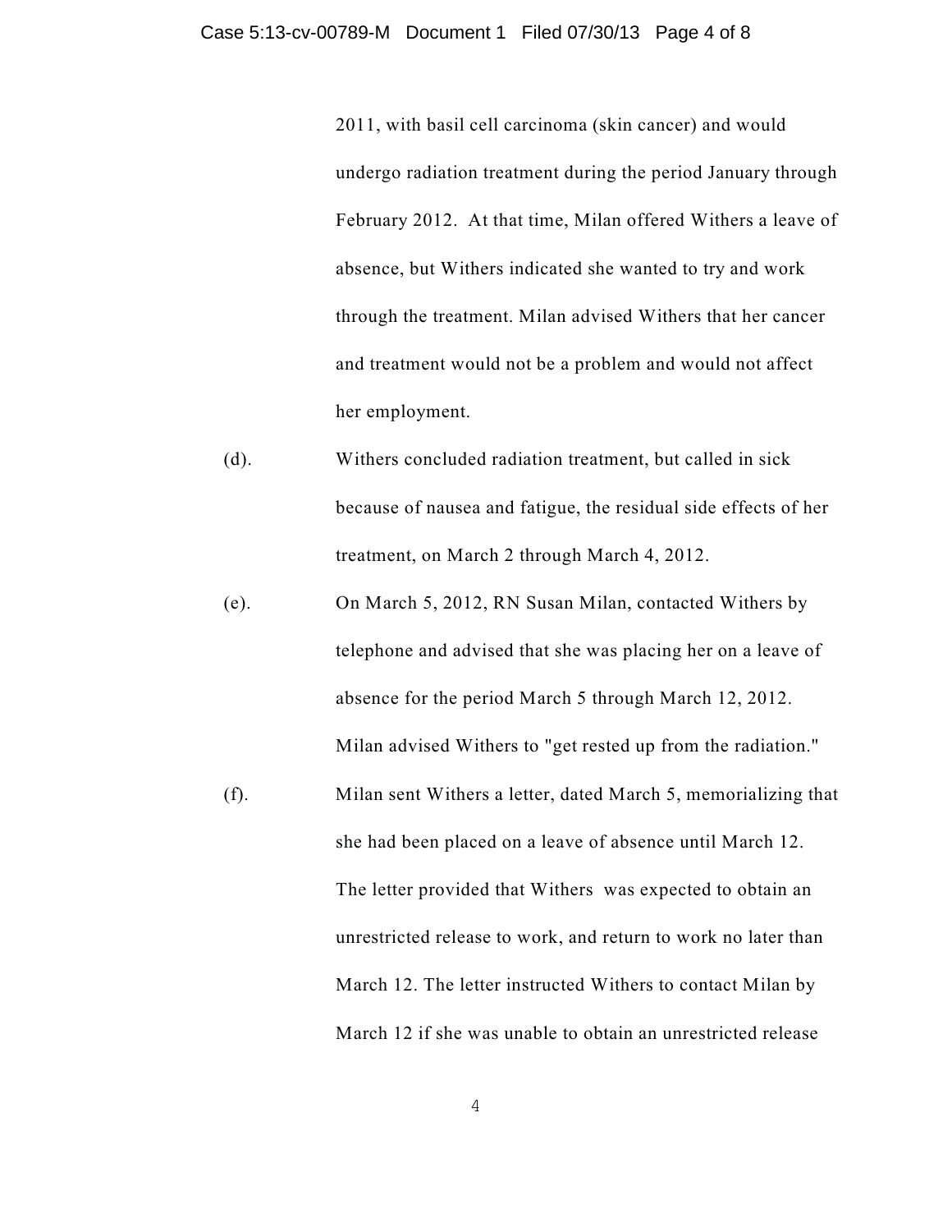2011, with basil cell carcinoma (skin cancer) and would undergo radiation treatment during the period January through February 2012. At that time, Milan offered Withers a leave of absence, but Withers indicated she wanted to try and work through the treatment. Milan advised Withers that her cancer and treatment would not be a problem and would not affect her employment.

(d). Withers concluded radiation treatment, but called in sick because of nausea and fatigue, the residual side effects of her treatment, on March 2 through March 4, 2012.

(e). On March 5, 2012, RN Susan Milan, contacted Withers by telephone and advised that she was placing her on a leave of absence for the period March 5 through March 12, 2012. Milan advised Withers to "get rested up from the radiation."

(f). Milan sent Withers a letter, dated March 5, memorializing that she had been placed on a leave of absence until March 12. The letter provided that Withers was expected to obtain an unrestricted release to work, and return to work no later than March 12. The letter instructed Withers to contact Milan by March 12 if she was unable to obtain an unrestricted release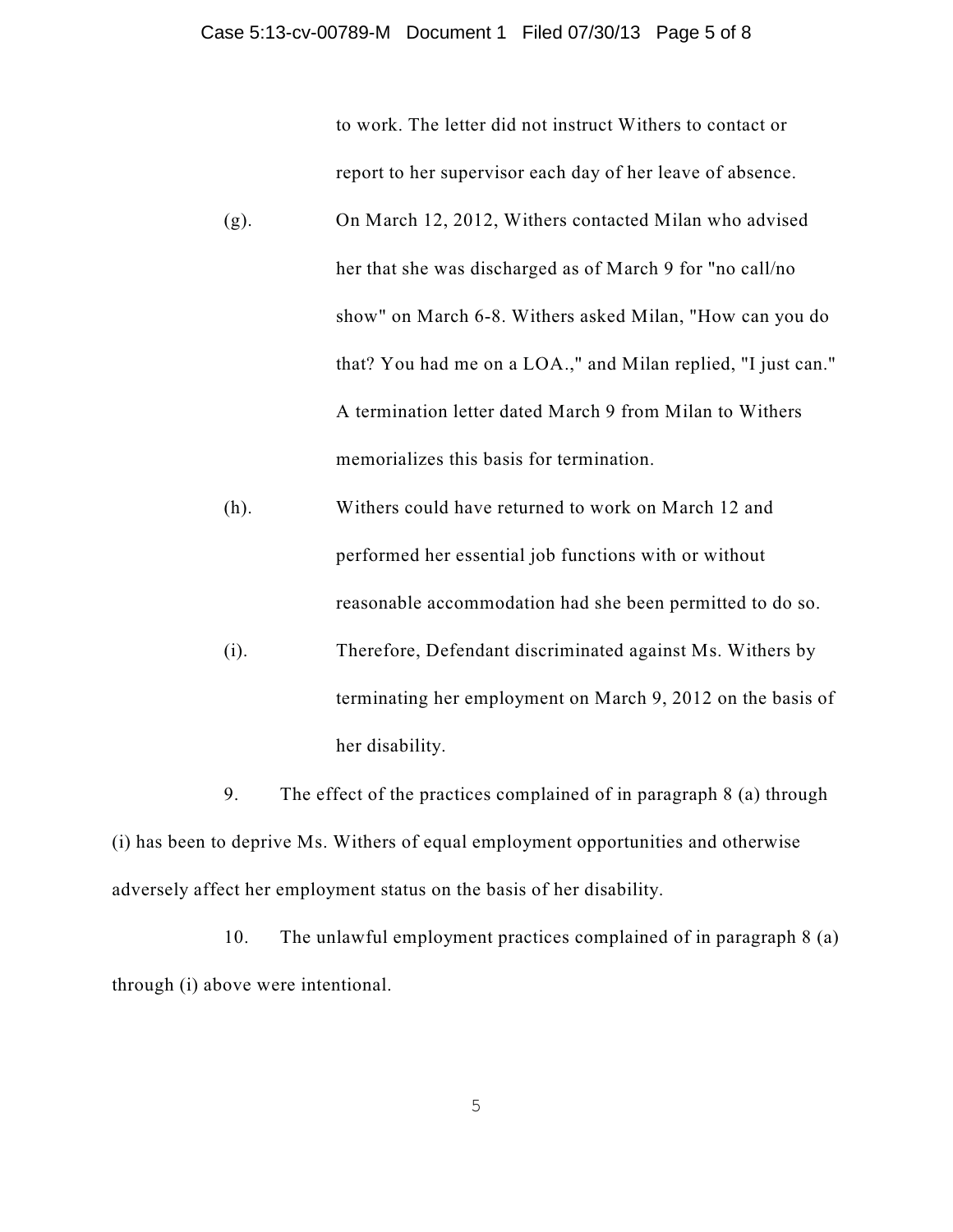to work. The letter did not instruct Withers to contact or report to her supervisor each day of her leave of absence.

(g). On March 12, 2012, Withers contacted Milan who advised her that she was discharged as of March 9 for "no call/no show" on March 6-8. Withers asked Milan, "How can you do that? You had me on a LOA.," and Milan replied, "I just can." A termination letter dated March 9 from Milan to Withers memorializes this basis for termination.

(h). Withers could have returned to work on March 12 and performed her essential job functions with or without reasonable accommodation had she been permitted to do so.

(i). Therefore, Defendant discriminated against Ms. Withers by terminating her employment on March 9, 2012 on the basis of her disability.

9. The effect of the practices complained of in paragraph 8 (a) through (i) has been to deprive Ms. Withers of equal employment opportunities and otherwise adversely affect her employment status on the basis of her disability.

10. The unlawful employment practices complained of in paragraph 8 (a) through (i) above were intentional.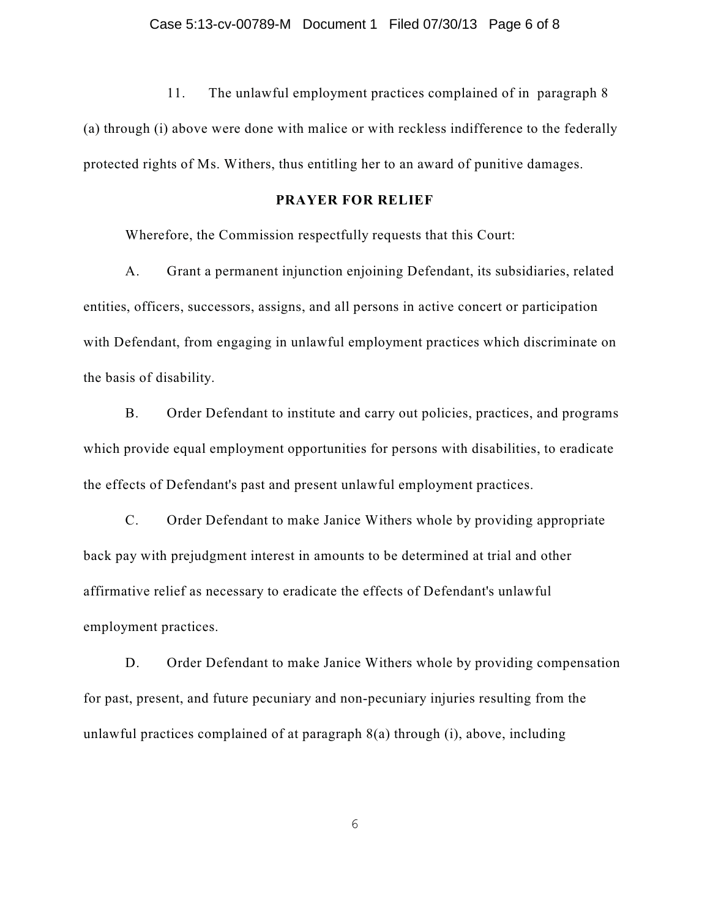11. The unlawful employment practices complained of in paragraph 8 (a) through (i) above were done with malice or with reckless indifference to the federally protected rights of Ms. Withers, thus entitling her to an award of punitive damages.

**PRAYER FOR RELIEF**

Wherefore, the Commission respectfully requests that this Court:

A. Grant a permanent injunction enjoining Defendant, its subsidiaries, related entities, officers, successors, assigns, and all persons in active concert or participation with Defendant, from engaging in unlawful employment practices which discriminate on the basis of disability.

B. Order Defendant to institute and carry out policies, practices, and programs which provide equal employment opportunities for persons with disabilities, to eradicate the effects of Defendant's past and present unlawful employment practices.

C. Order Defendant to make Janice Withers whole by providing appropriate back pay with prejudgment interest in amounts to be determined at trial and other affirmative relief as necessary to eradicate the effects of Defendant's unlawful employment practices.

D. Order Defendant to make Janice Withers whole by providing compensation for past, present, and future pecuniary and non-pecuniary injuries resulting from the unlawful practices complained of at paragraph 8(a) through (i), above, including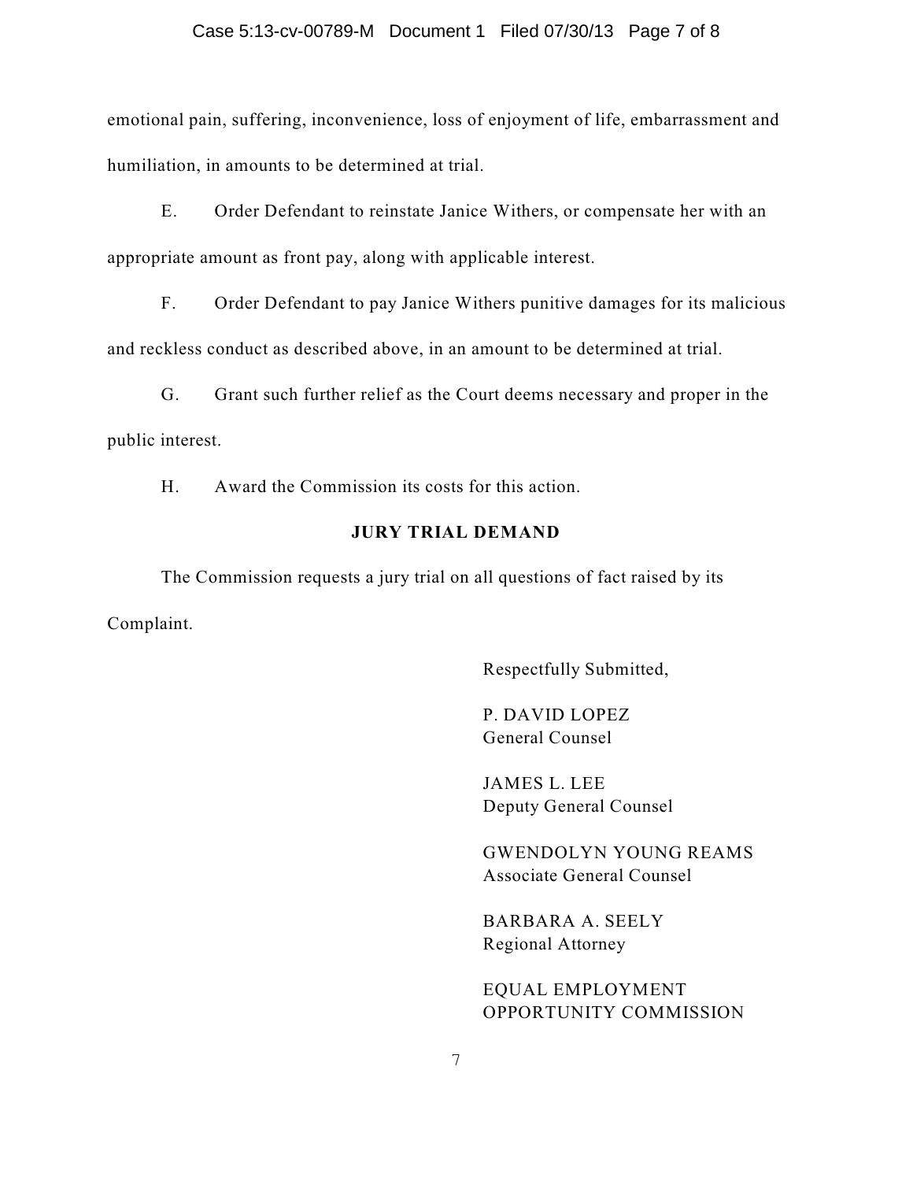emotional pain, suffering, inconvenience, loss of enjoyment of life, embarrassment and humiliation, in amounts to be determined at trial.

E. Order Defendant to reinstate Janice Withers, or compensate her with an appropriate amount as front pay, along with applicable interest.

F. Order Defendant to pay Janice Withers punitive damages for its malicious and reckless conduct as described above, in an amount to be determined at trial.

G. Grant such further relief as the Court deems necessary and proper in the public interest.

H. Award the Commission its costs for this action.

**JURY TRIAL DEMAND**

The Commission requests a jury trial on all questions of fact raised by its Complaint.

Respectfully Submitted,

P. DAVID LOPEZ
General Counsel

JAMES L. LEE
Deputy General Counsel

GWENDOLYN YOUNG REAMS
Associate General Counsel

BARBARA A. SEELY
Regional Attorney

EQUAL EMPLOYMENT
OPPORTUNITY COMMISSION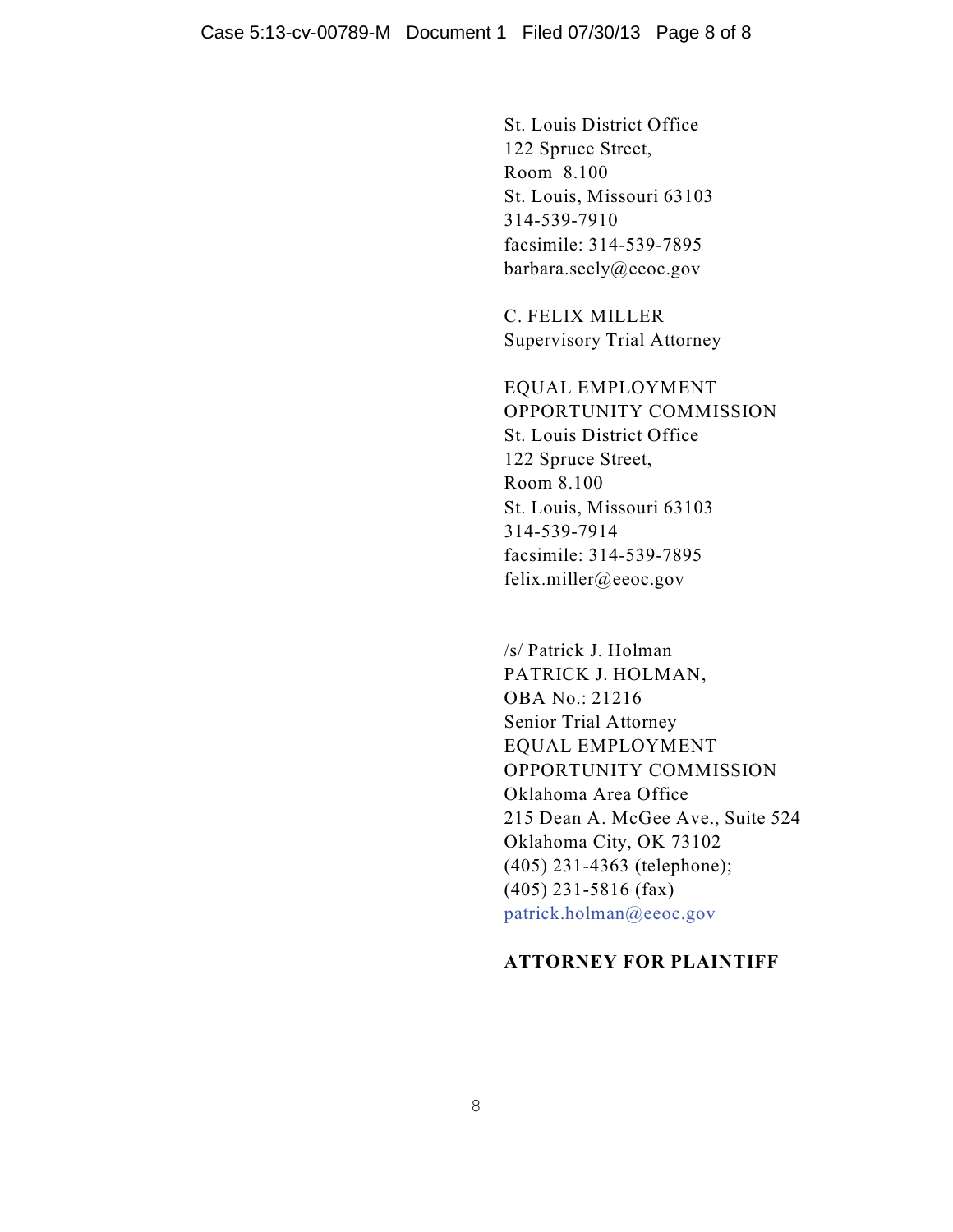St. Louis District Office
122 Spruce Street,
Room 8.100
St. Louis, Missouri 63103
314-539-7910
facsimile: 314-539-7895
barbara.seely@eeoc.gov

C. FELIX MILLER
Supervisory Trial Attorney

EQUAL EMPLOYMENT
OPPORTUNITY COMMISSION
St. Louis District Office
122 Spruce Street,
Room 8.100
St. Louis, Missouri 63103
314-539-7914
facsimile: 314-539-7895
felix.miller@eeoc.gov

/s/ Patrick J. Holman
PATRICK J. HOLMAN,
OBA No.: 21216
Senior Trial Attorney
EQUAL EMPLOYMENT
OPPORTUNITY COMMISSION
Oklahoma Area Office
215 Dean A. McGee Ave., Suite 524
Oklahoma City, OK 73102
(405) 231-4363 (telephone);
(405) 231-5816 (fax)
patrick.holman@eeoc.gov

**ATTORNEY FOR PLAINTIFF**